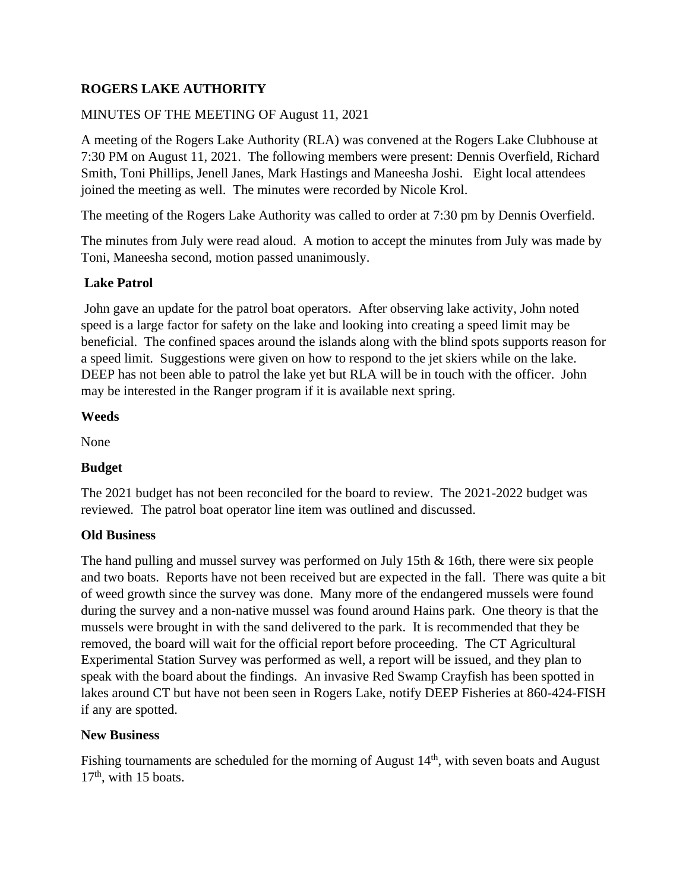**ROGERS LAKE AUTHORITY**

MINUTES OF THE MEETING OF August 11, 2021

A meeting of the Rogers Lake Authority (RLA) was convened at the Rogers Lake Clubhouse at 7:30 PM on August 11, 2021. The following members were present: Dennis Overfield, Richard Smith, Toni Phillips, Jenell Janes, Mark Hastings and Maneesha Joshi. Eight local attendees joined the meeting as well. The minutes were recorded by Nicole Krol.

The meeting of the Rogers Lake Authority was called to order at 7:30 pm by Dennis Overfield.

The minutes from July were read aloud. A motion to accept the minutes from July was made by Toni, Maneesha second, motion passed unanimously.

**Lake Patrol**

John gave an update for the patrol boat operators. After observing lake activity, John noted speed is a large factor for safety on the lake and looking into creating a speed limit may be beneficial. The confined spaces around the islands along with the blind spots supports reason for a speed limit. Suggestions were given on how to respond to the jet skiers while on the lake. DEEP has not been able to patrol the lake yet but RLA will be in touch with the officer. John may be interested in the Ranger program if it is available next spring.

**Weeds**

None

**Budget**

The 2021 budget has not been reconciled for the board to review. The 2021-2022 budget was reviewed. The patrol boat operator line item was outlined and discussed.

**Old Business**

The hand pulling and mussel survey was performed on July 15th & 16th, there were six people and two boats. Reports have not been received but are expected in the fall. There was quite a bit of weed growth since the survey was done. Many more of the endangered mussels were found during the survey and a non-native mussel was found around Hains park. One theory is that the mussels were brought in with the sand delivered to the park. It is recommended that they be removed, the board will wait for the official report before proceeding. The CT Agricultural Experimental Station Survey was performed as well, a report will be issued, and they plan to speak with the board about the findings. An invasive Red Swamp Crayfish has been spotted in lakes around CT but have not been seen in Rogers Lake, notify DEEP Fisheries at 860-424-FISH if any are spotted.

**New Business**

Fishing tournaments are scheduled for the morning of August 14th, with seven boats and August 17th, with 15 boats.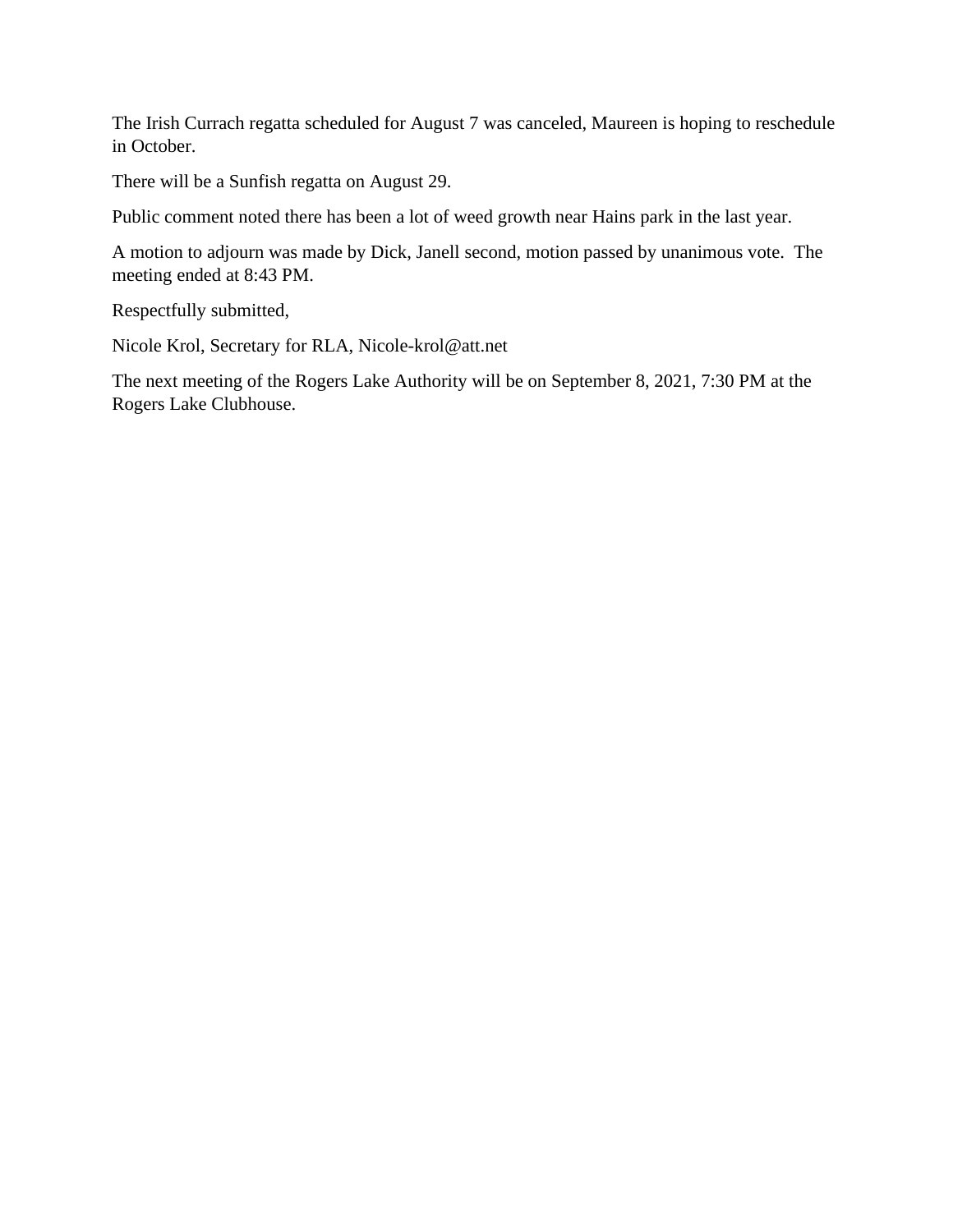The Irish Currach regatta scheduled for August 7 was canceled, Maureen is hoping to reschedule in October.

There will be a Sunfish regatta on August 29.

Public comment noted there has been a lot of weed growth near Hains park in the last year.

A motion to adjourn was made by Dick, Janell second, motion passed by unanimous vote. The meeting ended at 8:43 PM.

Respectfully submitted,

Nicole Krol, Secretary for RLA, Nicole-krol@att.net

The next meeting of the Rogers Lake Authority will be on September 8, 2021, 7:30 PM at the Rogers Lake Clubhouse.